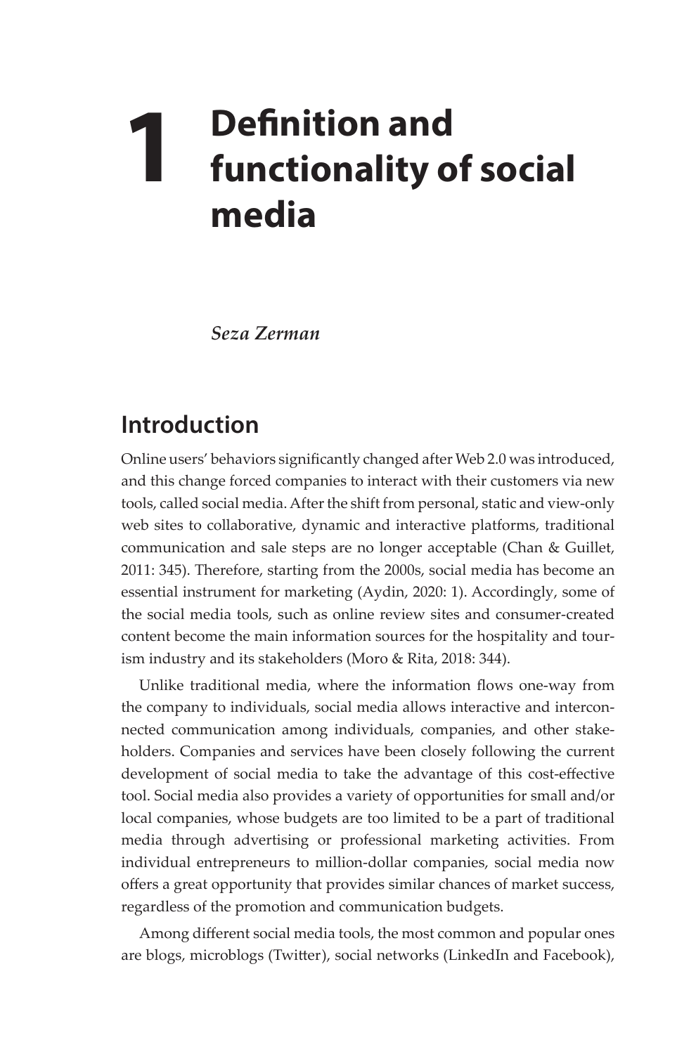# 1 Definition and functionality of social media

*Seza Zerman*

## Introduction

Online users' behaviors significantly changed after Web 2.0 was introduced, and this change forced companies to interact with their customers via new tools, called social media. After the shift from personal, static and view-only web sites to collaborative, dynamic and interactive platforms, traditional communication and sale steps are no longer acceptable (Chan & Guillet, 2011: 345). Therefore, starting from the 2000s, social media has become an essential instrument for marketing (Aydin, 2020: 1). Accordingly, some of the social media tools, such as online review sites and consumer-created content become the main information sources for the hospitality and tourism industry and its stakeholders (Moro & Rita, 2018: 344).

Unlike traditional media, where the information flows one-way from the company to individuals, social media allows interactive and interconnected communication among individuals, companies, and other stakeholders. Companies and services have been closely following the current development of social media to take the advantage of this cost-effective tool. Social media also provides a variety of opportunities for small and/or local companies, whose budgets are too limited to be a part of traditional media through advertising or professional marketing activities. From individual entrepreneurs to million-dollar companies, social media now offers a great opportunity that provides similar chances of market success, regardless of the promotion and communication budgets.

Among different social media tools, the most common and popular ones are blogs, microblogs (Twitter), social networks (LinkedIn and Facebook),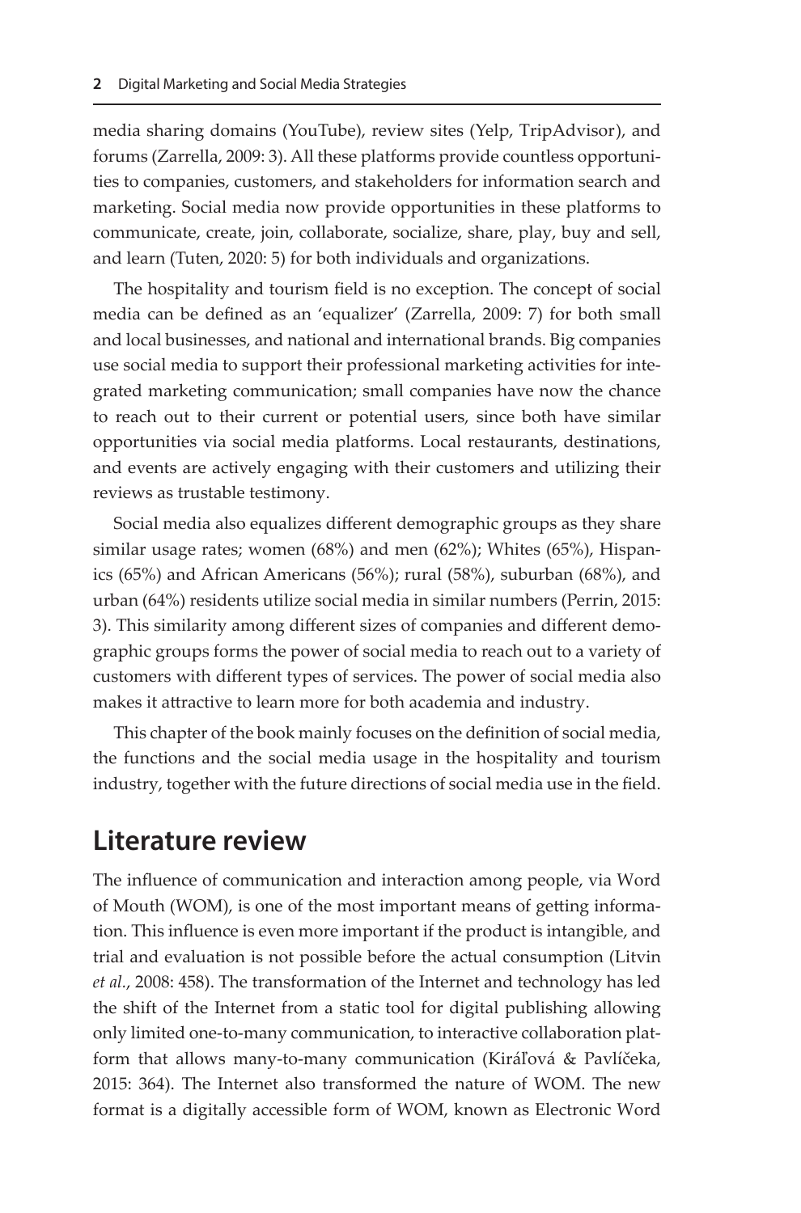media sharing domains (YouTube), review sites (Yelp, TripAdvisor), and forums (Zarrella, 2009: 3). All these platforms provide countless opportunities to companies, customers, and stakeholders for information search and marketing. Social media now provide opportunities in these platforms to communicate, create, join, collaborate, socialize, share, play, buy and sell, and learn (Tuten, 2020: 5) for both individuals and organizations.

The hospitality and tourism field is no exception. The concept of social media can be defined as an 'equalizer' (Zarrella, 2009: 7) for both small and local businesses, and national and international brands. Big companies use social media to support their professional marketing activities for integrated marketing communication; small companies have now the chance to reach out to their current or potential users, since both have similar opportunities via social media platforms. Local restaurants, destinations, and events are actively engaging with their customers and utilizing their reviews as trustable testimony.

Social media also equalizes different demographic groups as they share similar usage rates; women (68%) and men (62%); Whites (65%), Hispanics (65%) and African Americans (56%); rural (58%), suburban (68%), and urban (64%) residents utilize social media in similar numbers (Perrin, 2015: 3). This similarity among different sizes of companies and different demographic groups forms the power of social media to reach out to a variety of customers with different types of services. The power of social media also makes it attractive to learn more for both academia and industry.

This chapter of the book mainly focuses on the definition of social media, the functions and the social media usage in the hospitality and tourism industry, together with the future directions of social media use in the field.

## Literature review

The influence of communication and interaction among people, via Word of Mouth (WOM), is one of the most important means of getting information. This influence is even more important if the product is intangible, and trial and evaluation is not possible before the actual consumption (Litvin *et al.*, 2008: 458). The transformation of the Internet and technology has led the shift of the Internet from a static tool for digital publishing allowing only limited one-to-many communication, to interactive collaboration platform that allows many-to-many communication (Kiráľová & Pavlíčeka, 2015: 364). The Internet also transformed the nature of WOM. The new format is a digitally accessible form of WOM, known as Electronic Word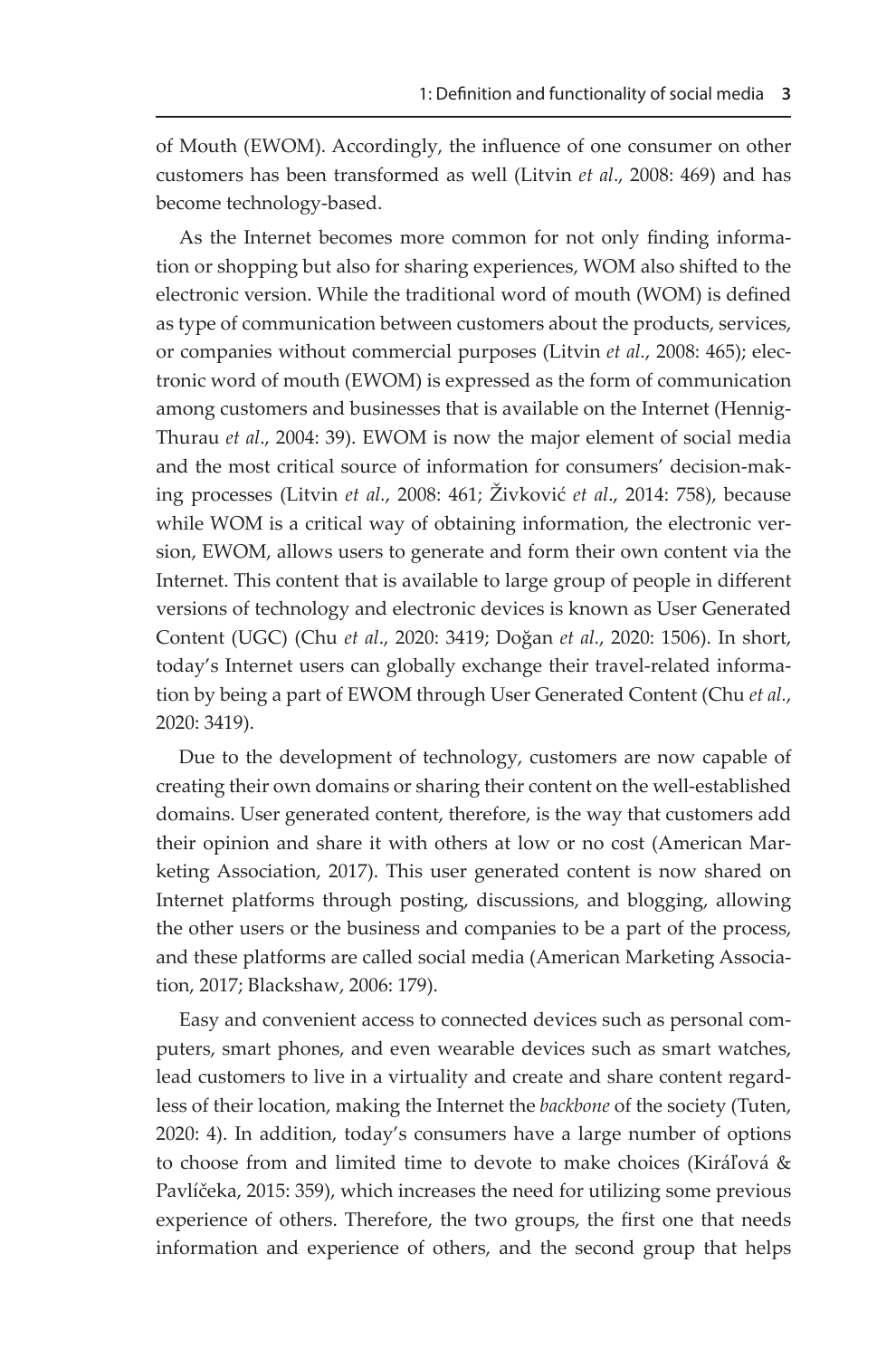of Mouth (EWOM). Accordingly, the influence of one consumer on other customers has been transformed as well (Litvin *et al*., 2008: 469) and has become technology-based.

As the Internet becomes more common for not only finding information or shopping but also for sharing experiences, WOM also shifted to the electronic version. While the traditional word of mouth (WOM) is defined as type of communication between customers about the products, services, or companies without commercial purposes (Litvin *et al.*, 2008: 465); electronic word of mouth (EWOM) is expressed as the form of communication among customers and businesses that is available on the Internet (Hennig-Thurau *et al*., 2004: 39). EWOM is now the major element of social media and the most critical source of information for consumers' decision-making processes (Litvin *et al.*, 2008: 461; Živković *et al*., 2014: 758), because while WOM is a critical way of obtaining information, the electronic version, EWOM, allows users to generate and form their own content via the Internet. This content that is available to large group of people in different versions of technology and electronic devices is known as User Generated Content (UGC) (Chu *et al*., 2020: 3419; Doğan *et al.*, 2020: 1506). In short, today's Internet users can globally exchange their travel-related information by being a part of EWOM through User Generated Content (Chu *et al.*, 2020: 3419).

Due to the development of technology, customers are now capable of creating their own domains or sharing their content on the well-established domains. User generated content, therefore, is the way that customers add their opinion and share it with others at low or no cost (American Marketing Association, 2017). This user generated content is now shared on Internet platforms through posting, discussions, and blogging, allowing the other users or the business and companies to be a part of the process, and these platforms are called social media (American Marketing Association, 2017; Blackshaw, 2006: 179).

Easy and convenient access to connected devices such as personal computers, smart phones, and even wearable devices such as smart watches, lead customers to live in a virtuality and create and share content regardless of their location, making the Internet the *backbone* of the society (Tuten, 2020: 4). In addition, today's consumers have a large number of options to choose from and limited time to devote to make choices (Kiráľová & Pavlíčeka, 2015: 359), which increases the need for utilizing some previous experience of others. Therefore, the two groups, the first one that needs information and experience of others, and the second group that helps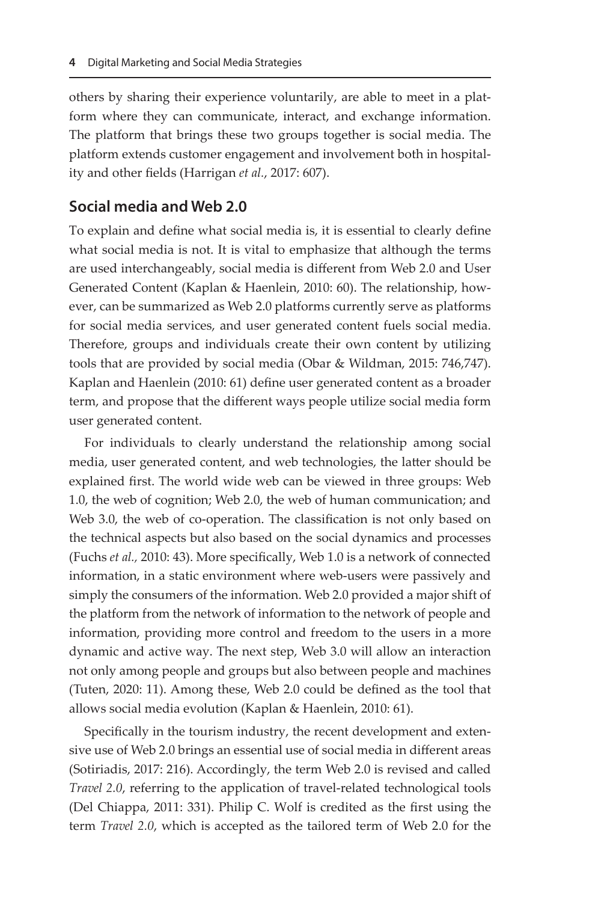others by sharing their experience voluntarily, are able to meet in a platform where they can communicate, interact, and exchange information. The platform that brings these two groups together is social media. The platform extends customer engagement and involvement both in hospitality and other fields (Harrigan *et al.*, 2017: 607).

## Social media and Web 2.0

To explain and define what social media is, it is essential to clearly define what social media is not. It is vital to emphasize that although the terms are used interchangeably, social media is different from Web 2.0 and User Generated Content (Kaplan & Haenlein, 2010: 60). The relationship, however, can be summarized as Web 2.0 platforms currently serve as platforms for social media services, and user generated content fuels social media. Therefore, groups and individuals create their own content by utilizing tools that are provided by social media (Obar & Wildman, 2015: 746,747). Kaplan and Haenlein (2010: 61) define user generated content as a broader term, and propose that the different ways people utilize social media form user generated content.

For individuals to clearly understand the relationship among social media, user generated content, and web technologies, the latter should be explained first. The world wide web can be viewed in three groups: Web 1.0, the web of cognition; Web 2.0, the web of human communication; and Web 3.0, the web of co-operation. The classification is not only based on the technical aspects but also based on the social dynamics and processes (Fuchs *et al.,* 2010: 43). More specifically, Web 1.0 is a network of connected information, in a static environment where web-users were passively and simply the consumers of the information. Web 2.0 provided a major shift of the platform from the network of information to the network of people and information, providing more control and freedom to the users in a more dynamic and active way. The next step, Web 3.0 will allow an interaction not only among people and groups but also between people and machines (Tuten, 2020: 11). Among these, Web 2.0 could be defined as the tool that allows social media evolution (Kaplan & Haenlein, 2010: 61).

Specifically in the tourism industry, the recent development and extensive use of Web 2.0 brings an essential use of social media in different areas (Sotiriadis, 2017: 216). Accordingly, the term Web 2.0 is revised and called *Travel 2.0*, referring to the application of travel-related technological tools (Del Chiappa, 2011: 331). Philip C. Wolf is credited as the first using the term *Travel 2.0*, which is accepted as the tailored term of Web 2.0 for the